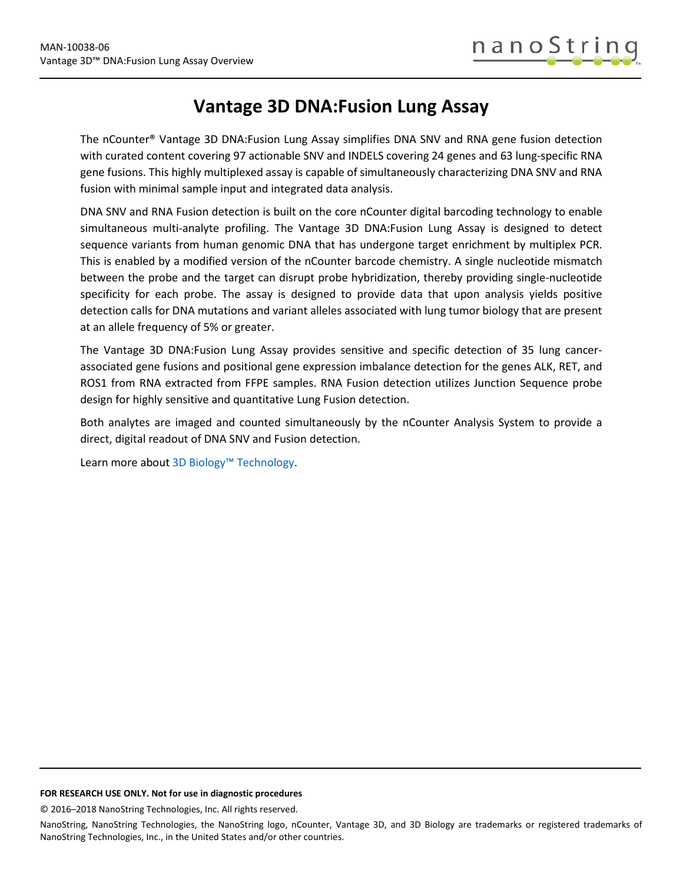# Vantage 3D DNA:Fusion Lung Assay

The nCounter® Vantage 3D DNA:Fusion Lung Assay simplifies DNA SNV and RNA gene fusion detection with curated content covering 97 actionable SNV and INDELS covering 24 genes and 63 lung-specific RNA gene fusions. This highly multiplexed assay is capable of simultaneously characterizing DNA SNV and RNA fusion with minimal sample input and integrated data analysis.

DNA SNV and RNA Fusion detection is built on the core nCounter digital barcoding technology to enable simultaneous multi-analyte profiling. The Vantage 3D DNA:Fusion Lung Assay is designed to detect sequence variants from human genomic DNA that has undergone target enrichment by multiplex PCR. This is enabled by a modified version of the nCounter barcode chemistry. A single nucleotide mismatch between the probe and the target can disrupt probe hybridization, thereby providing single-nucleotide specificity for each probe. The assay is designed to provide data that upon analysis yields positive detection calls for DNA mutations and variant alleles associated with lung tumor biology that are present at an allele frequency of 5% or greater.

The Vantage 3D DNA:Fusion Lung Assay provides sensitive and specific detection of 35 lung cancer-associated gene fusions and positional gene expression imbalance detection for the genes ALK, RET, and ROS1 from RNA extracted from FFPE samples. RNA Fusion detection utilizes Junction Sequence probe design for highly sensitive and quantitative Lung Fusion detection.

Both analytes are imaged and counted simultaneously by the nCounter Analysis System to provide a direct, digital readout of DNA SNV and Fusion detection.

Learn more about 3D Biology™ Technology.

**FOR RESEARCH USE ONLY. Not for use in diagnostic procedures**

© 2016–2018 NanoString Technologies, Inc. All rights reserved.

NanoString, NanoString Technologies, the NanoString logo, nCounter, Vantage 3D, and 3D Biology are trademarks or registered trademarks of NanoString Technologies, Inc., in the United States and/or other countries.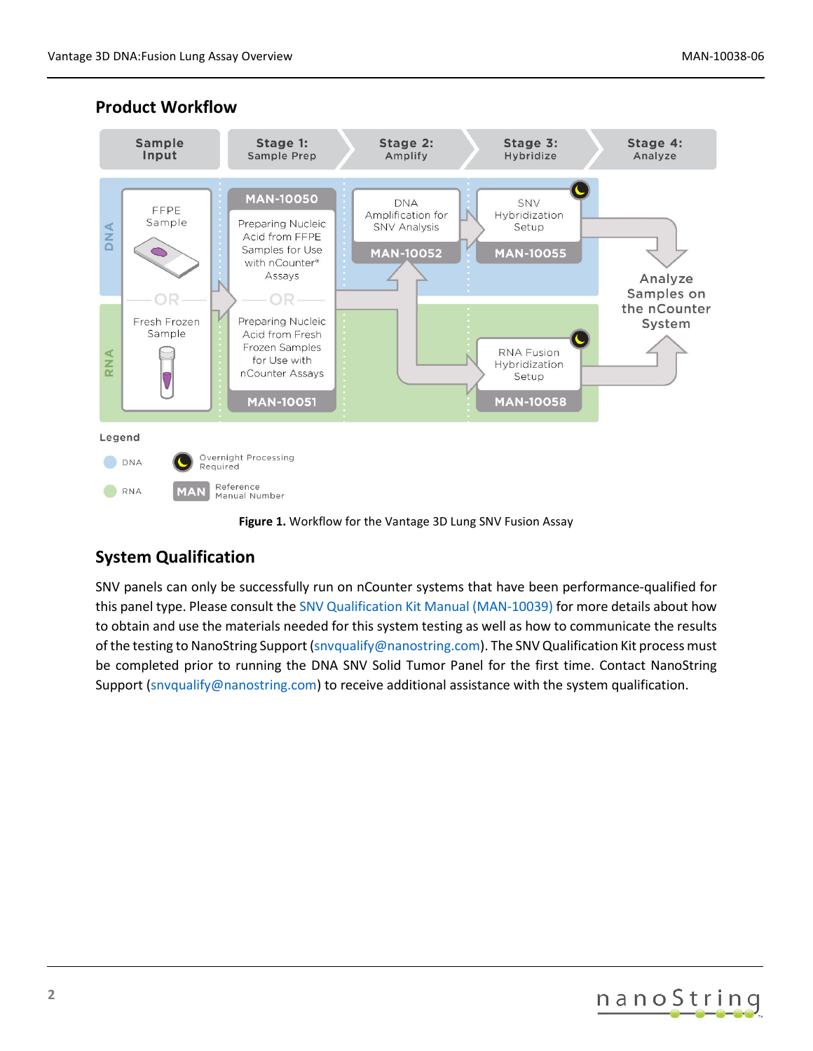## Product Workflow

| Sample Input | Stage 1: Sample Prep | Stage 2: Amplify | Stage 3: Hybridize | Stage 4: Analyze |
|---|---|---|---|---|
| **DNA:** FFPE Sample | MAN-10050: Preparing Nucleic Acid from FFPE Samples for Use with nCounter® Assays | DNA Amplification for SNV Analysis (MAN-10052) | SNV Hybridization Setup (MAN-10055) | Analyze Samples on the nCounter System |
| OR | OR | | | |
| **RNA:** Fresh Frozen Sample | MAN-10051: Preparing Nucleic Acid from Fresh Frozen Samples for Use with nCounter Assays | | RNA Fusion Hybridization Setup (MAN-10058) | Analyze Samples on the nCounter System |

Legend

- DNA
- RNA
- Overnight Processing Required
- MAN: Reference Manual Number

**Figure 1.** Workflow for the Vantage 3D Lung SNV Fusion Assay

## System Qualification

SNV panels can only be successfully run on nCounter systems that have been performance-qualified for this panel type. Please consult the SNV Qualification Kit Manual (MAN-10039) for more details about how to obtain and use the materials needed for this system testing as well as how to communicate the results of the testing to NanoString Support (snvqualify@nanostring.com). The SNV Qualification Kit process must be completed prior to running the DNA SNV Solid Tumor Panel for the first time. Contact NanoString Support (snvqualify@nanostring.com) to receive additional assistance with the system qualification.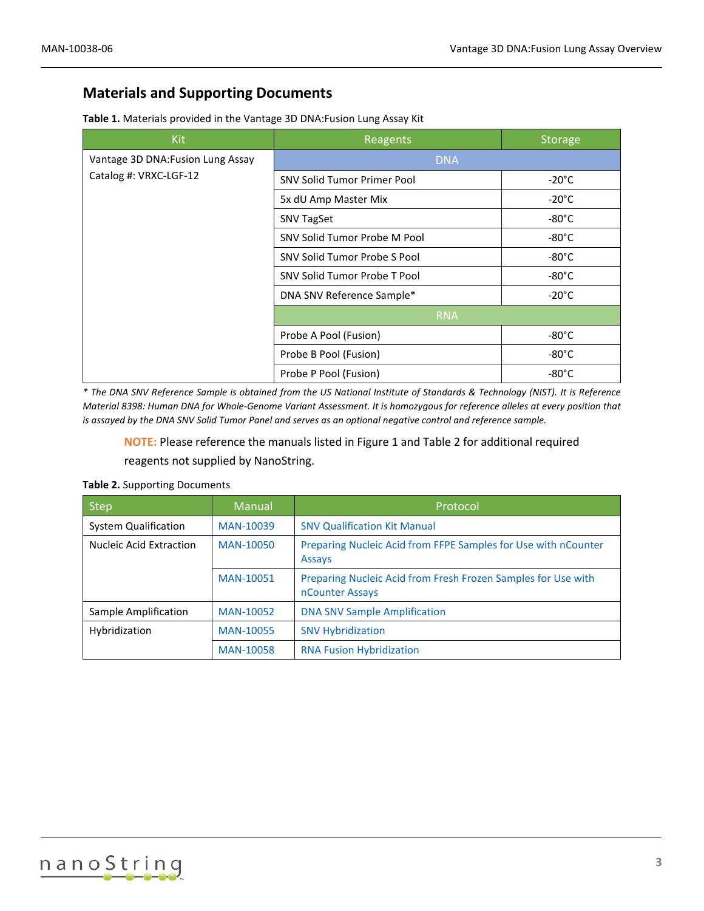## Materials and Supporting Documents

**Table 1.** Materials provided in the Vantage 3D DNA:Fusion Lung Assay Kit

| Kit | Reagents | Storage |
|---|---|---|
| Vantage 3D DNA:Fusion Lung Assay Catalog #: VRXC-LGF-12 | DNA | |
| | SNV Solid Tumor Primer Pool | -20°C |
| | 5x dU Amp Master Mix | -20°C |
| | SNV TagSet | -80°C |
| | SNV Solid Tumor Probe M Pool | -80°C |
| | SNV Solid Tumor Probe S Pool | -80°C |
| | SNV Solid Tumor Probe T Pool | -80°C |
| | DNA SNV Reference Sample* | -20°C |
| | RNA | |
| | Probe A Pool (Fusion) | -80°C |
| | Probe B Pool (Fusion) | -80°C |
| | Probe P Pool (Fusion) | -80°C |

*\* The DNA SNV Reference Sample is obtained from the US National Institute of Standards & Technology (NIST). It is Reference Material 8398: Human DNA for Whole-Genome Variant Assessment. It is homozygous for reference alleles at every position that is assayed by the DNA SNV Solid Tumor Panel and serves as an optional negative control and reference sample.*

**NOTE:** Please reference the manuals listed in Figure 1 and Table 2 for additional required reagents not supplied by NanoString.

**Table 2.** Supporting Documents

| Step | Manual | Protocol |
|---|---|---|
| System Qualification | MAN-10039 | SNV Qualification Kit Manual |
| Nucleic Acid Extraction | MAN-10050 | Preparing Nucleic Acid from FFPE Samples for Use with nCounter Assays |
| | MAN-10051 | Preparing Nucleic Acid from Fresh Frozen Samples for Use with nCounter Assays |
| Sample Amplification | MAN-10052 | DNA SNV Sample Amplification |
| Hybridization | MAN-10055 | SNV Hybridization |
| | MAN-10058 | RNA Fusion Hybridization |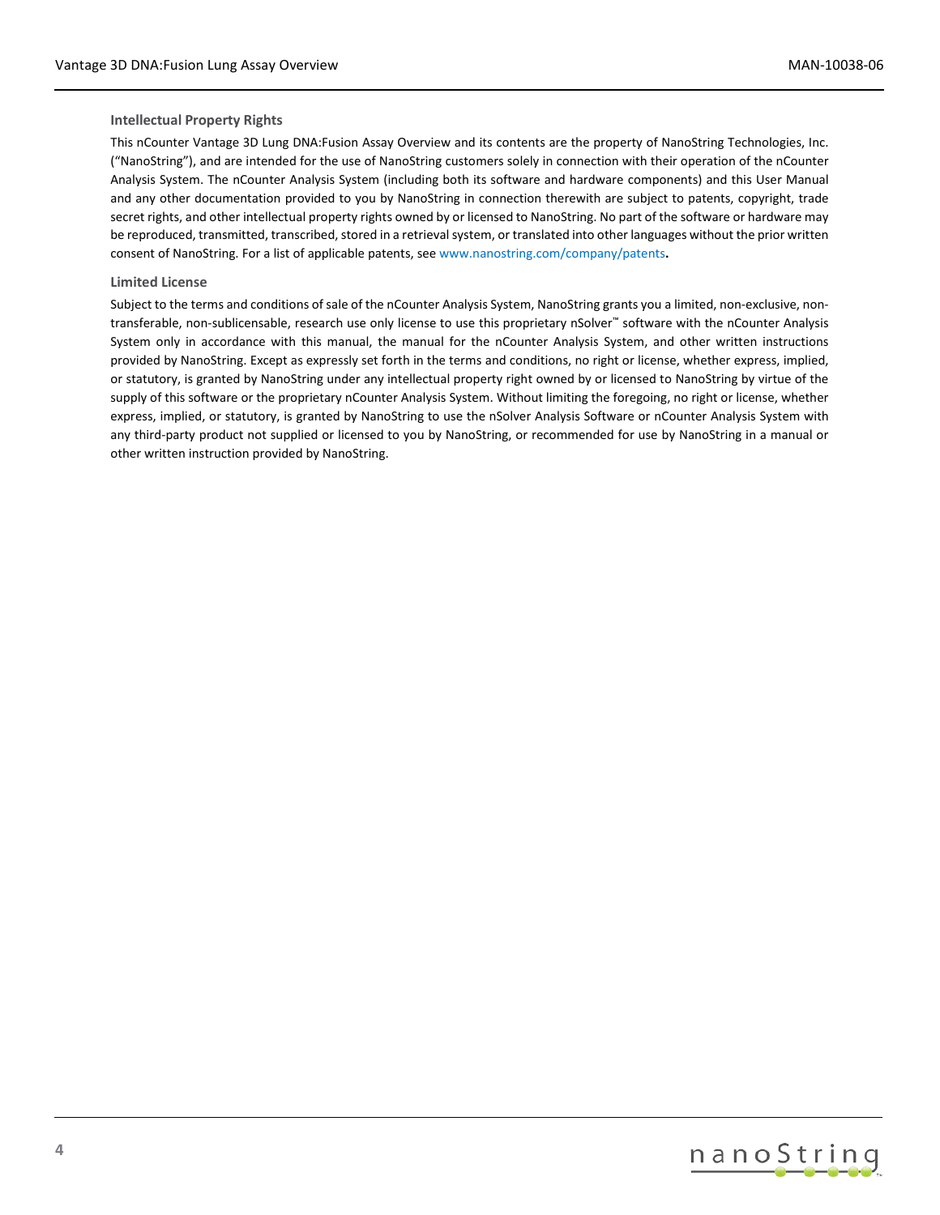### Intellectual Property Rights

This nCounter Vantage 3D Lung DNA:Fusion Assay Overview and its contents are the property of NanoString Technologies, Inc. ("NanoString"), and are intended for the use of NanoString customers solely in connection with their operation of the nCounter Analysis System. The nCounter Analysis System (including both its software and hardware components) and this User Manual and any other documentation provided to you by NanoString in connection therewith are subject to patents, copyright, trade secret rights, and other intellectual property rights owned by or licensed to NanoString. No part of the software or hardware may be reproduced, transmitted, transcribed, stored in a retrieval system, or translated into other languages without the prior written consent of NanoString. For a list of applicable patents, see www.nanostring.com/company/patents**.**

### Limited License

Subject to the terms and conditions of sale of the nCounter Analysis System, NanoString grants you a limited, non-exclusive, non-transferable, non-sublicensable, research use only license to use this proprietary nSolver™ software with the nCounter Analysis System only in accordance with this manual, the manual for the nCounter Analysis System, and other written instructions provided by NanoString. Except as expressly set forth in the terms and conditions, no right or license, whether express, implied, or statutory, is granted by NanoString under any intellectual property right owned by or licensed to NanoString by virtue of the supply of this software or the proprietary nCounter Analysis System. Without limiting the foregoing, no right or license, whether express, implied, or statutory, is granted by NanoString to use the nSolver Analysis Software or nCounter Analysis System with any third-party product not supplied or licensed to you by NanoString, or recommended for use by NanoString in a manual or other written instruction provided by NanoString.